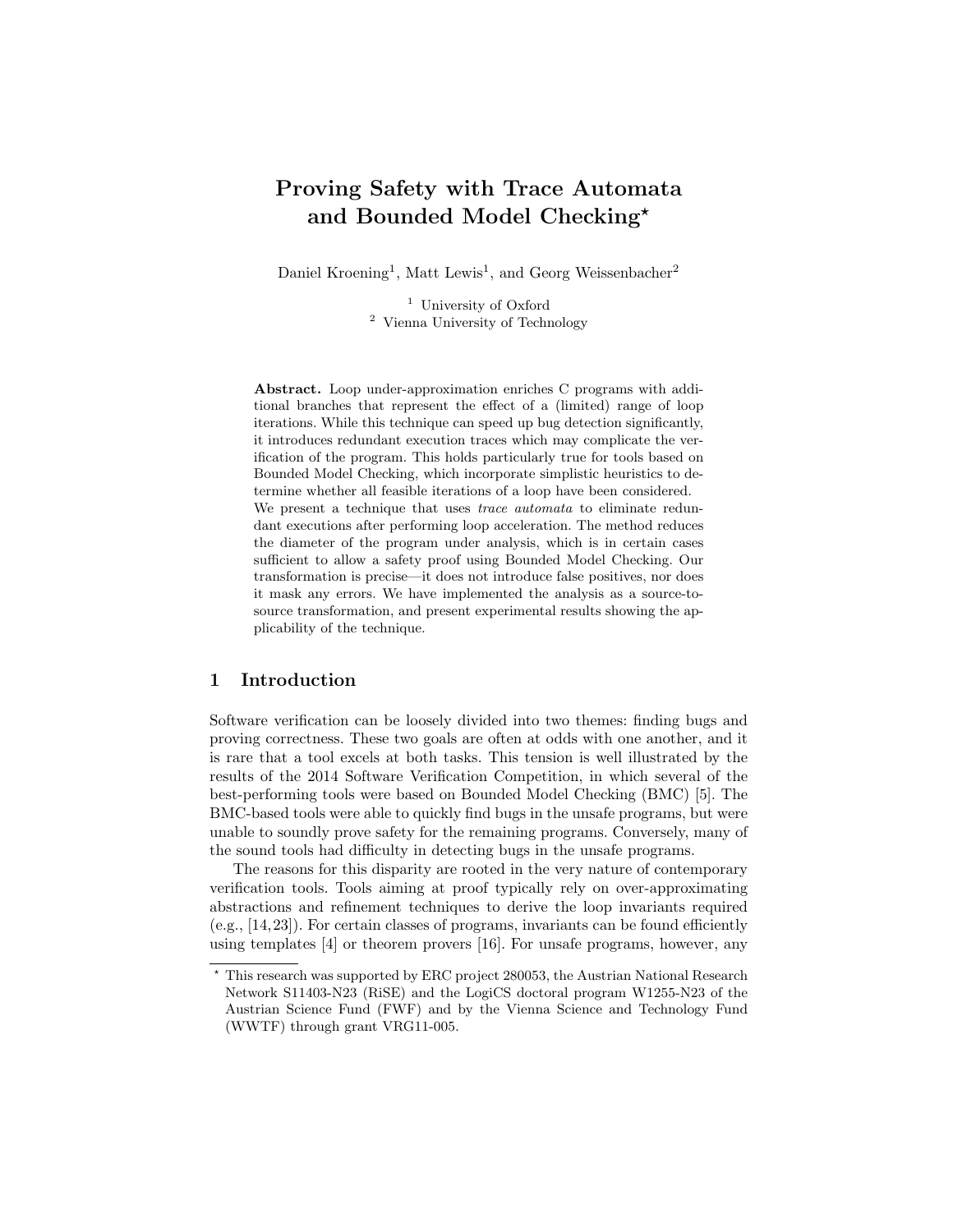# Proving Safety with Trace Automata and Bounded Model Checking*

Daniel Kroening[1], Matt Lewis[1], and Georg Weissenbacher[2]

[1] University of Oxford
[2] Vienna University of Technology

**Abstract.** Loop under-approximation enriches C programs with additional branches that represent the effect of a (limited) range of loop iterations. While this technique can speed up bug detection significantly, it introduces redundant execution traces which may complicate the verification of the program. This holds particularly true for tools based on Bounded Model Checking, which incorporate simplistic heuristics to determine whether all feasible iterations of a loop have been considered.
We present a technique that uses *trace automata* to eliminate redundant executions after performing loop acceleration. The method reduces the diameter of the program under analysis, which is in certain cases sufficient to allow a safety proof using Bounded Model Checking. Our transformation is precise—it does not introduce false positives, nor does it mask any errors. We have implemented the analysis as a source-to-source transformation, and present experimental results showing the applicability of the technique.

## 1 Introduction

Software verification can be loosely divided into two themes: finding bugs and proving correctness. These two goals are often at odds with one another, and it is rare that a tool excels at both tasks. This tension is well illustrated by the results of the 2014 Software Verification Competition, in which several of the best-performing tools were based on Bounded Model Checking (BMC) [5]. The BMC-based tools were able to quickly find bugs in the unsafe programs, but were unable to soundly prove safety for the remaining programs. Conversely, many of the sound tools had difficulty in detecting bugs in the unsafe programs.

The reasons for this disparity are rooted in the very nature of contemporary verification tools. Tools aiming at proof typically rely on over-approximating abstractions and refinement techniques to derive the loop invariants required (e.g., [14,23]). For certain classes of programs, invariants can be found efficiently using templates [4] or theorem provers [16]. For unsafe programs, however, any

* This research was supported by ERC project 280053, the Austrian National Research Network S11403-N23 (RiSE) and the LogiCS doctoral program W1255-N23 of the Austrian Science Fund (FWF) and by the Vienna Science and Technology Fund (WWTF) through grant VRG11-005.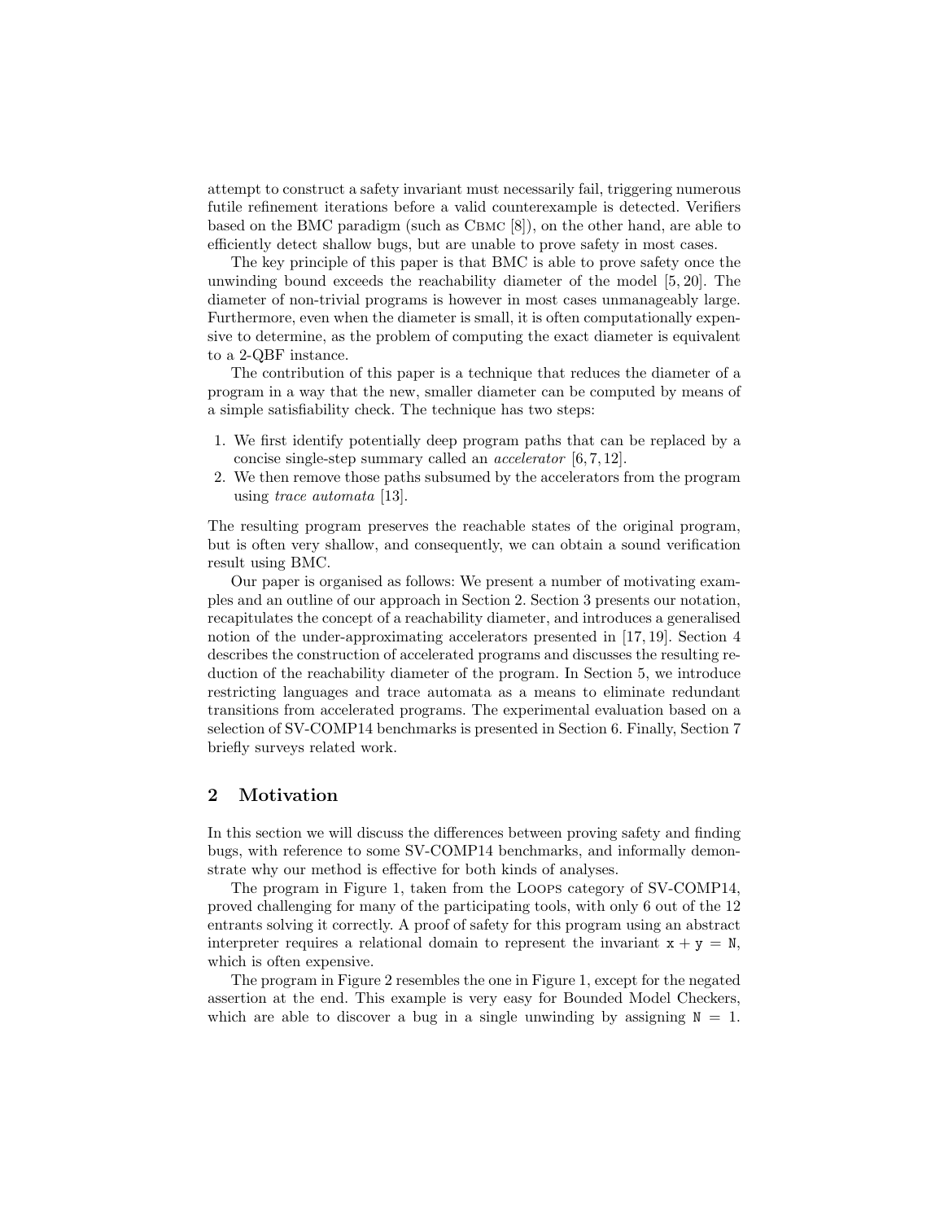attempt to construct a safety invariant must necessarily fail, triggering numerous futile refinement iterations before a valid counterexample is detected. Verifiers based on the BMC paradigm (such as CBMC [8]), on the other hand, are able to efficiently detect shallow bugs, but are unable to prove safety in most cases.

The key principle of this paper is that BMC is able to prove safety once the unwinding bound exceeds the reachability diameter of the model [5, 20]. The diameter of non-trivial programs is however in most cases unmanageably large. Furthermore, even when the diameter is small, it is often computationally expensive to determine, as the problem of computing the exact diameter is equivalent to a 2-QBF instance.

The contribution of this paper is a technique that reduces the diameter of a program in a way that the new, smaller diameter can be computed by means of a simple satisfiability check. The technique has two steps:

1. We first identify potentially deep program paths that can be replaced by a concise single-step summary called an *accelerator* [6, 7, 12].
2. We then remove those paths subsumed by the accelerators from the program using *trace automata* [13].

The resulting program preserves the reachable states of the original program, but is often very shallow, and consequently, we can obtain a sound verification result using BMC.

Our paper is organised as follows: We present a number of motivating examples and an outline of our approach in Section 2. Section 3 presents our notation, recapitulates the concept of a reachability diameter, and introduces a generalised notion of the under-approximating accelerators presented in [17, 19]. Section 4 describes the construction of accelerated programs and discusses the resulting reduction of the reachability diameter of the program. In Section 5, we introduce restricting languages and trace automata as a means to eliminate redundant transitions from accelerated programs. The experimental evaluation based on a selection of SV-COMP14 benchmarks is presented in Section 6. Finally, Section 7 briefly surveys related work.

## 2 Motivation

In this section we will discuss the differences between proving safety and finding bugs, with reference to some SV-COMP14 benchmarks, and informally demonstrate why our method is effective for both kinds of analyses.

The program in Figure 1, taken from the Loops category of SV-COMP14, proved challenging for many of the participating tools, with only 6 out of the 12 entrants solving it correctly. A proof of safety for this program using an abstract interpreter requires a relational domain to represent the invariant `x + y = N`, which is often expensive.

The program in Figure 2 resembles the one in Figure 1, except for the negated assertion at the end. This example is very easy for Bounded Model Checkers, which are able to discover a bug in a single unwinding by assigning `N = 1`.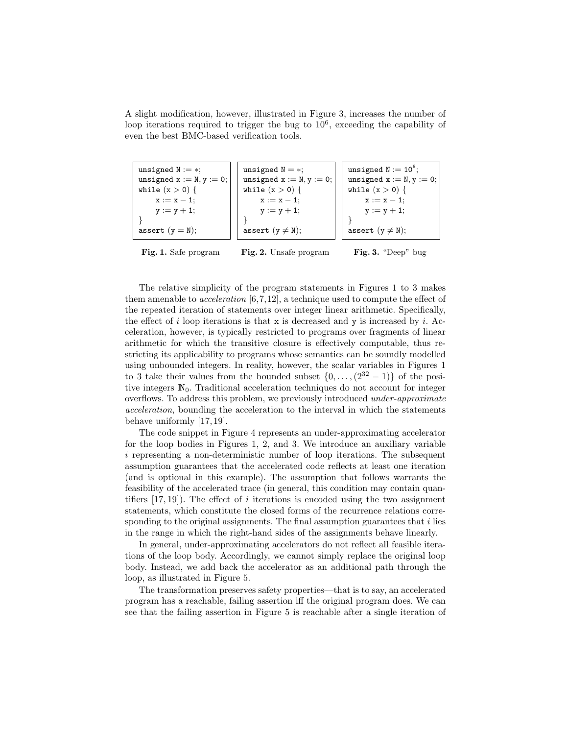A slight modification, however, illustrated in Figure 3, increases the number of loop iterations required to trigger the bug to $10^6$, exceeding the capability of even the best BMC-based verification tools.

```
unsigned N := *;
unsigned x := N, y := 0;
while (x > 0) {
    x := x − 1;
    y := y + 1;
}
assert (y = N);
```

**Fig. 1.** Safe program

```
unsigned N = *;
unsigned x := N, y := 0;
while (x > 0) {
    x := x − 1;
    y := y + 1;
}
assert (y ≠ N);
```

**Fig. 2.** Unsafe program

```
unsigned N := 10^6;
unsigned x := N, y := 0;
while (x > 0) {
    x := x − 1;
    y := y + 1;
}
assert (y ≠ N);
```

**Fig. 3.** "Deep" bug

The relative simplicity of the program statements in Figures 1 to 3 makes them amenable to *acceleration* [6,7,12], a technique used to compute the effect of the repeated iteration of statements over integer linear arithmetic. Specifically, the effect of $i$ loop iterations is that x is decreased and y is increased by $i$. Acceleration, however, is typically restricted to programs over fragments of linear arithmetic for which the transitive closure is effectively computable, thus restricting its applicability to programs whose semantics can be soundly modelled using unbounded integers. In reality, however, the scalar variables in Figures 1 to 3 take their values from the bounded subset $\{0, \ldots, (2^{32} - 1)\}$ of the positive integers $\mathbb{N}_0$. Traditional acceleration techniques do not account for integer overflows. To address this problem, we previously introduced *under-approximate acceleration*, bounding the acceleration to the interval in which the statements behave uniformly [17, 19].

The code snippet in Figure 4 represents an under-approximating accelerator for the loop bodies in Figures 1, 2, and 3. We introduce an auxiliary variable $i$ representing a non-deterministic number of loop iterations. The subsequent assumption guarantees that the accelerated code reflects at least one iteration (and is optional in this example). The assumption that follows warrants the feasibility of the accelerated trace (in general, this condition may contain quantifiers [17, 19]). The effect of $i$ iterations is encoded using the two assignment statements, which constitute the closed forms of the recurrence relations corresponding to the original assignments. The final assumption guarantees that $i$ lies in the range in which the right-hand sides of the assignments behave linearly.

In general, under-approximating accelerators do not reflect all feasible iterations of the loop body. Accordingly, we cannot simply replace the original loop body. Instead, we add back the accelerator as an additional path through the loop, as illustrated in Figure 5.

The transformation preserves safety properties—that is to say, an accelerated program has a reachable, failing assertion iff the original program does. We can see that the failing assertion in Figure 5 is reachable after a single iteration of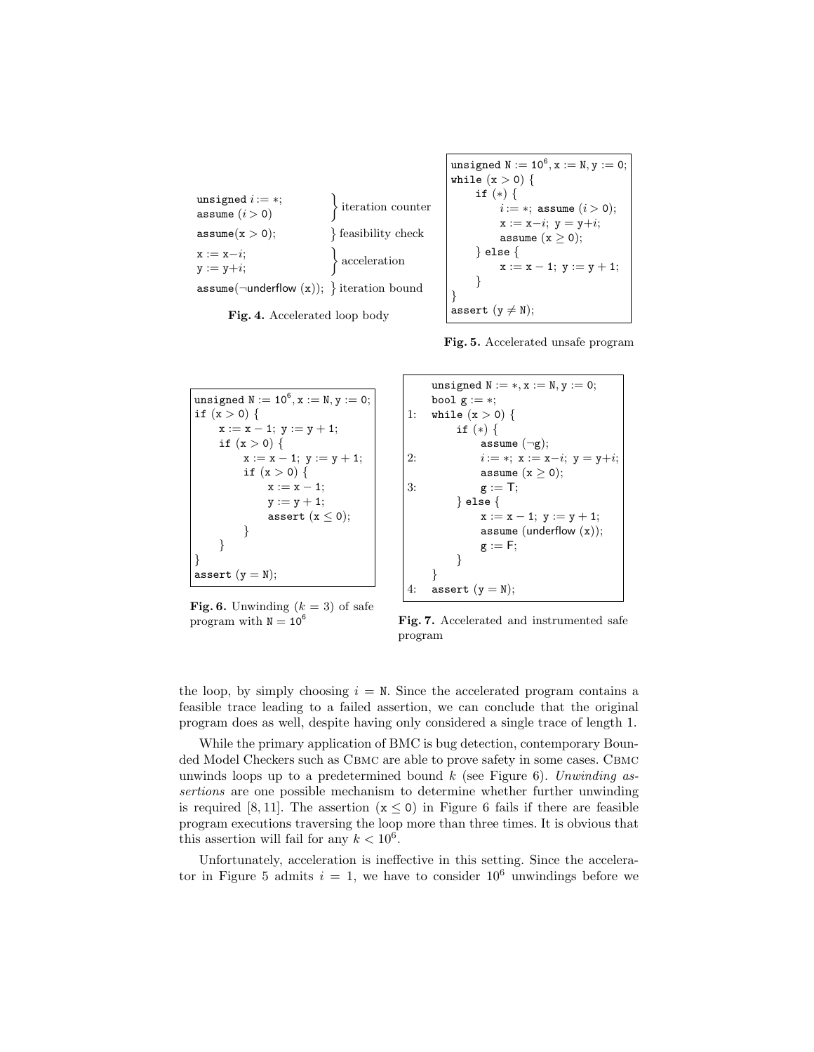```
unsigned i := *;
assume (i > 0)                 } iteration counter
assume(x > 0);                 } feasibility check
x := x−i;
y := y+i;                      } acceleration
assume(¬underflow (x));        } iteration bound
```

**Fig. 4.** Accelerated loop body

```
unsigned N := 10^6, x := N, y := 0;
while (x > 0) {
    if (*) {
        i := *; assume (i > 0);
        x := x−i; y = y+i;
        assume (x ≥ 0);
    } else {
        x := x − 1; y := y + 1;
    }
}
assert (y ≠ N);
```

**Fig. 5.** Accelerated unsafe program

```
unsigned N := 10^6, x := N, y := 0;
if (x > 0) {
    x := x − 1; y := y + 1;
    if (x > 0) {
        x := x − 1; y := y + 1;
        if (x > 0) {
            x := x − 1;
            y := y + 1;
            assert (x ≤ 0);
        }
    }
}
assert (y = N);
```

**Fig. 6.** Unwinding ($k = 3$) of safe program with $\mathtt{N} = 10^6$

```
    unsigned N := *, x := N, y := 0;
    bool g := *;
1:  while (x > 0) {
        if (*) {
            assume (¬g);
2:          i := *; x := x−i; y = y+i;
            assume (x ≥ 0);
3:          g := T;
        } else {
            x := x − 1; y := y + 1;
            assume (underflow (x));
            g := F;
        }
    }
4:  assert (y = N);
```

**Fig. 7.** Accelerated and instrumented safe program

the loop, by simply choosing $i = \mathtt{N}$. Since the accelerated program contains a feasible trace leading to a failed assertion, we can conclude that the original program does as well, despite having only considered a single trace of length 1.

While the primary application of BMC is bug detection, contemporary Bounded Model Checkers such as CBMC are able to prove safety in some cases. CBMC unwinds loops up to a predetermined bound $k$ (see Figure 6). *Unwinding assertions* are one possible mechanism to determine whether further unwinding is required [8, 11]. The assertion $(\mathtt{x} \leq 0)$ in Figure 6 fails if there are feasible program executions traversing the loop more than three times. It is obvious that this assertion will fail for any $k < 10^6$.

Unfortunately, acceleration is ineffective in this setting. Since the accelerator in Figure 5 admits $i = 1$, we have to consider $10^6$ unwindings before we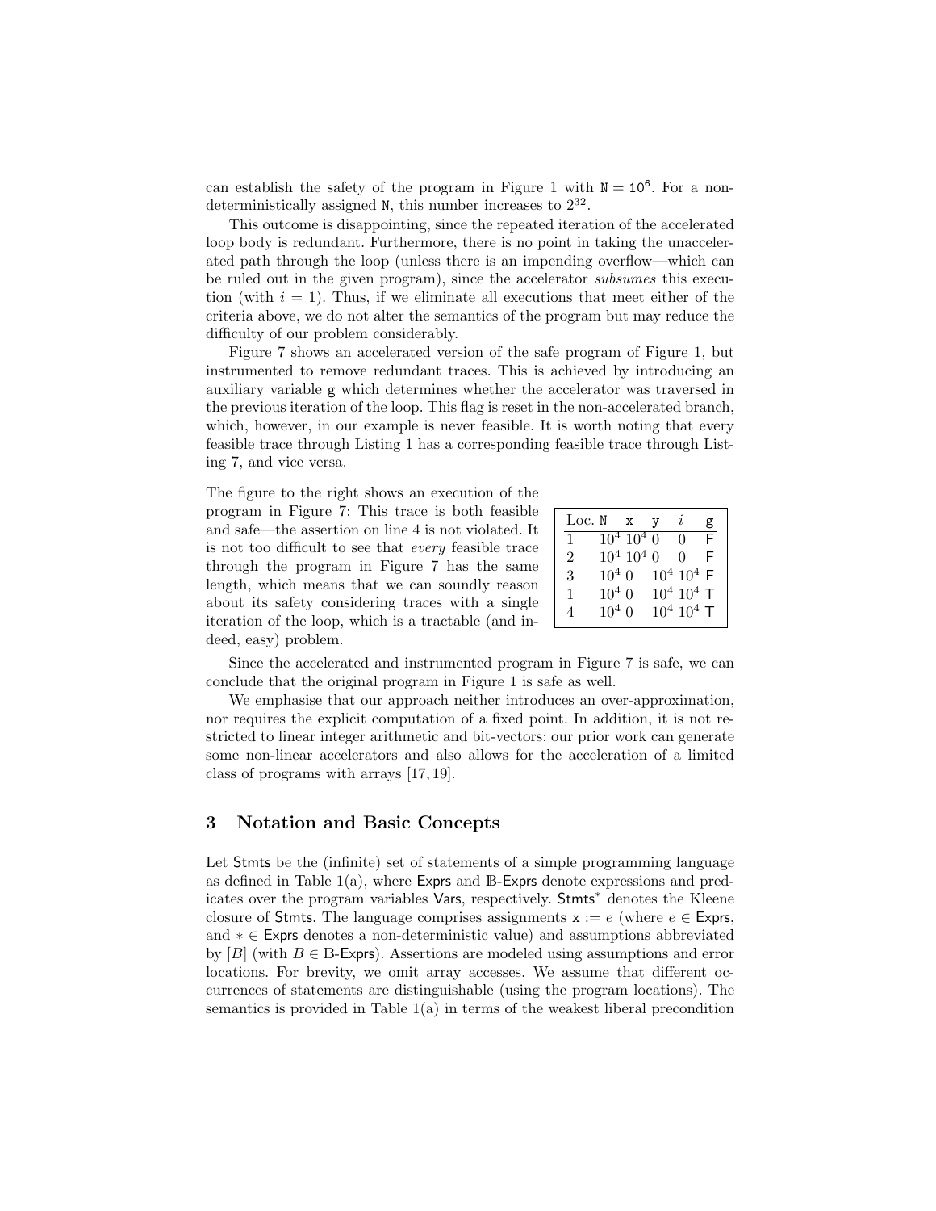can establish the safety of the program in Figure 1 with $\mathtt{N} = 10^6$. For a non-deterministically assigned N, this number increases to $2^{32}$.

This outcome is disappointing, since the repeated iteration of the accelerated loop body is redundant. Furthermore, there is no point in taking the unaccelerated path through the loop (unless there is an impending overflow—which can be ruled out in the given program), since the accelerator *subsumes* this execution (with $i = 1$). Thus, if we eliminate all executions that meet either of the criteria above, we do not alter the semantics of the program but may reduce the difficulty of our problem considerably.

Figure 7 shows an accelerated version of the safe program of Figure 1, but instrumented to remove redundant traces. This is achieved by introducing an auxiliary variable g which determines whether the accelerator was traversed in the previous iteration of the loop. This flag is reset in the non-accelerated branch, which, however, in our example is never feasible. It is worth noting that every feasible trace through Listing 1 has a corresponding feasible trace through Listing 7, and vice versa.

The figure to the right shows an execution of the program in Figure 7: This trace is both feasible and safe—the assertion on line 4 is not violated. It is not too difficult to see that *every* feasible trace through the program in Figure 7 has the same length, which means that we can soundly reason about its safety considering traces with a single iteration of the loop, which is a tractable (and indeed, easy) problem.

| Loc. | N | x | y | $i$ | g |
|---|---|---|---|---|---|
| 1 | $10^4$ | $10^4$ | 0 | 0 | F |
| 2 | $10^4$ | $10^4$ | 0 | 0 | F |
| 3 | $10^4$ | 0 | $10^4$ | $10^4$ | F |
| 1 | $10^4$ | 0 | $10^4$ | $10^4$ | T |
| 4 | $10^4$ | 0 | $10^4$ | $10^4$ | T |

Since the accelerated and instrumented program in Figure 7 is safe, we can conclude that the original program in Figure 1 is safe as well.

We emphasise that our approach neither introduces an over-approximation, nor requires the explicit computation of a fixed point. In addition, it is not restricted to linear integer arithmetic and bit-vectors: our prior work can generate some non-linear accelerators and also allows for the acceleration of a limited class of programs with arrays [17, 19].

## 3 Notation and Basic Concepts

Let Stmts be the (infinite) set of statements of a simple programming language as defined in Table 1(a), where Exprs and $\mathbb{B}$-Exprs denote expressions and predicates over the program variables Vars, respectively. Stmts* denotes the Kleene closure of Stmts. The language comprises assignments $\mathtt{x} := e$ (where $e \in$ Exprs, and $* \in$ Exprs denotes a non-deterministic value) and assumptions abbreviated by $[B]$ (with $B \in \mathbb{B}$-Exprs). Assertions are modeled using assumptions and error locations. For brevity, we omit array accesses. We assume that different occurrences of statements are distinguishable (using the program locations). The semantics is provided in Table 1(a) in terms of the weakest liberal precondition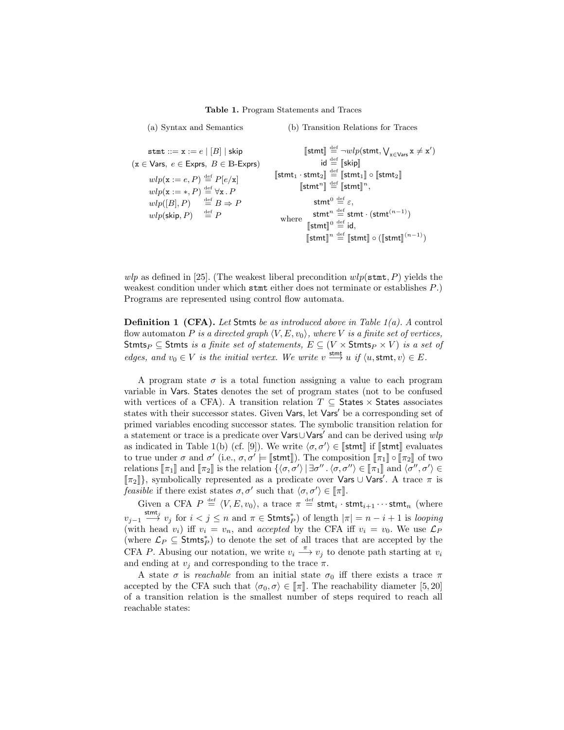**Table 1.** Program Statements and Traces

(a) Syntax and Semantics

$$\texttt{stmt} ::= \texttt{x} := e \mid [B] \mid \mathsf{skip}$$
$$(\texttt{x} \in \mathsf{Vars},\ e \in \mathsf{Exprs},\ B \in \mathbb{B}\text{-}\mathsf{Exprs})$$

$$wlp(\texttt{x} := e, P) \stackrel{\text{def}}{=} P[e/\texttt{x}]$$
$$wlp(\texttt{x} := *, P) \stackrel{\text{def}}{=} \forall \texttt{x} \,.\, P$$
$$wlp([B], P) \quad \stackrel{\text{def}}{=} B \Rightarrow P$$
$$wlp(\mathsf{skip}, P) \quad \stackrel{\text{def}}{=} P$$

(b) Transition Relations for Traces

$$[\![\mathsf{stmt}]\!] \stackrel{\text{def}}{=} \neg wlp(\mathsf{stmt}, \textstyle\bigvee_{\texttt{x}\in\mathsf{Vars}} \texttt{x} \neq \texttt{x}')$$
$$\mathsf{id} \stackrel{\text{def}}{=} [\![\mathsf{skip}]\!]$$
$$[\![\mathsf{stmt}_1 \cdot \mathsf{stmt}_2]\!] \stackrel{\text{def}}{=} [\![\mathsf{stmt}_1]\!] \circ [\![\mathsf{stmt}_2]\!]$$
$$[\![\mathsf{stmt}^n]\!] \stackrel{\text{def}}{=} [\![\mathsf{stmt}]\!]^n,$$

where
$$\mathsf{stmt}^0 \stackrel{\text{def}}{=} \varepsilon,$$
$$\mathsf{stmt}^n \stackrel{\text{def}}{=} \mathsf{stmt} \cdot (\mathsf{stmt}^{(n-1)})$$
$$[\![\mathsf{stmt}]\!]^0 \stackrel{\text{def}}{=} \mathsf{id},$$
$$[\![\mathsf{stmt}]\!]^n \stackrel{\text{def}}{=} [\![\mathsf{stmt}]\!] \circ ([\![\mathsf{stmt}]\!]^{(n-1)})$$

*wlp* as defined in [25]. (The weakest liberal precondition $wlp(\texttt{stmt}, P)$ yields the weakest condition under which `stmt` either does not terminate or establishes $P$.) Programs are represented using control flow automata.

**Definition 1 (CFA).** *Let* Stmts *be as introduced above in Table 1(a). A* control flow automaton *$P$ is a directed graph $\langle V, E, v_0\rangle$, where $V$ is a finite set of vertices, $\mathsf{Stmts}_P \subseteq \mathsf{Stmts}$ is a finite set of statements, $E \subseteq (V \times \mathsf{Stmts}_P \times V)$ is a set of edges, and $v_0 \in V$ is the initial vertex. We write $v \xrightarrow{\mathsf{stmt}} u$ if $\langle u, \mathsf{stmt}, v\rangle \in E$.*

A program state $\sigma$ is a total function assigning a value to each program variable in Vars. States denotes the set of program states (not to be confused with vertices of a CFA). A transition relation $T \subseteq \mathsf{States} \times \mathsf{States}$ associates states with their successor states. Given Vars, let $\mathsf{Vars}'$ be a corresponding set of primed variables encoding successor states. The symbolic transition relation for a statement or trace is a predicate over $\mathsf{Vars} \cup \mathsf{Vars}'$ and can be derived using *wlp* as indicated in Table 1(b) (cf. [9]). We write $\langle\sigma, \sigma'\rangle \in [\![\mathsf{stmt}]\!]$ if $[\![\mathsf{stmt}]\!]$ evaluates to true under $\sigma$ and $\sigma'$ (i.e., $\sigma, \sigma' \models [\![\mathsf{stmt}]\!]$). The composition $[\![\pi_1]\!] \circ [\![\pi_2]\!]$ of two relations $[\![\pi_1]\!]$ and $[\![\pi_2]\!]$ is the relation $\{\langle\sigma, \sigma'\rangle \mid \exists\sigma'' \,.\, \langle\sigma, \sigma''\rangle \in [\![\pi_1]\!] \text{ and } \langle\sigma'', \sigma'\rangle \in [\![\pi_2]\!]\}$, symbolically represented as a predicate over $\mathsf{Vars} \cup \mathsf{Vars}'$. A trace $\pi$ is *feasible* if there exist states $\sigma, \sigma'$ such that $\langle\sigma, \sigma'\rangle \in [\![\pi]\!]$.

Given a CFA $P \stackrel{\text{def}}{=} \langle V, E, v_0\rangle$, a trace $\pi \stackrel{\text{def}}{=} \mathsf{stmt}_i \cdot \mathsf{stmt}_{i+1} \cdots \mathsf{stmt}_n$ (where $v_{j-1} \xrightarrow{\mathsf{stmt}_j} v_j$ for $i < j \leq n$ and $\pi \in \mathsf{Stmts}_P^*$) of length $|\pi| = n - i + 1$ is *looping* (with head $v_i$) iff $v_i = v_n$, and *accepted* by the CFA iff $v_i = v_0$. We use $\mathcal{L}_P$ (where $\mathcal{L}_P \subseteq \mathsf{Stmts}_P^*$) to denote the set of all traces that are accepted by the CFA $P$. Abusing our notation, we write $v_i \xrightarrow{\pi} v_j$ to denote path starting at $v_i$ and ending at $v_j$ and corresponding to the trace $\pi$.

A state $\sigma$ is *reachable* from an initial state $\sigma_0$ iff there exists a trace $\pi$ accepted by the CFA such that $\langle\sigma_0, \sigma\rangle \in [\![\pi]\!]$. The reachability diameter [5, 20] of a transition relation is the smallest number of steps required to reach all reachable states: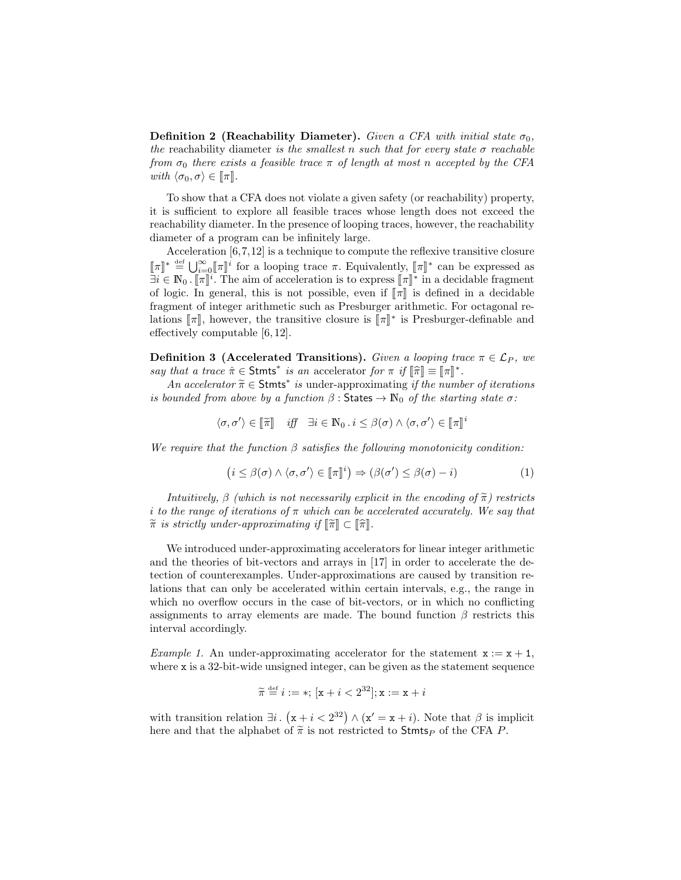**Definition 2 (Reachability Diameter).** *Given a CFA with initial state $\sigma_0$, the* reachability diameter *is the smallest $n$ such that for every state $\sigma$ reachable from $\sigma_0$ there exists a feasible trace $\pi$ of length at most $n$ accepted by the CFA with $\langle \sigma_0, \sigma \rangle \in [\![\pi]\!]$.*

To show that a CFA does not violate a given safety (or reachability) property, it is sufficient to explore all feasible traces whose length does not exceed the reachability diameter. In the presence of looping traces, however, the reachability diameter of a program can be infinitely large.

Acceleration [6,7,12] is a technique to compute the reflexive transitive closure $[\![\pi]\!]^* \stackrel{\text{def}}{=} \bigcup_{i=0}^{\infty} [\![\pi]\!]^i$ for a looping trace $\pi$. Equivalently, $[\![\pi]\!]^*$ can be expressed as $\exists i \in \mathbb{N}_0 \,.\, [\![\pi]\!]^i$. The aim of acceleration is to express $[\![\pi]\!]^*$ in a decidable fragment of logic. In general, this is not possible, even if $[\![\pi]\!]$ is defined in a decidable fragment of integer arithmetic such as Presburger arithmetic. For octagonal relations $[\![\pi]\!]$, however, the transitive closure is $[\![\pi]\!]^*$ is Presburger-definable and effectively computable [6, 12].

**Definition 3 (Accelerated Transitions).** *Given a looping trace $\pi \in \mathcal{L}_P$, we say that a trace $\hat{\pi} \in \mathsf{Stmts}^*$ is an* accelerator *for $\pi$ if $[\![\hat{\pi}]\!] \equiv [\![\pi]\!]^*$.*

*An accelerator $\widetilde{\pi} \in \mathsf{Stmts}^*$ is* under-approximating *if the number of iterations is bounded from above by a function $\beta : \mathsf{States} \to \mathbb{N}_0$ of the starting state $\sigma$:*

$$\langle \sigma, \sigma' \rangle \in [\![\widetilde{\pi}]\!] \quad \textit{iff} \quad \exists i \in \mathbb{N}_0 \,.\, i \le \beta(\sigma) \wedge \langle \sigma, \sigma' \rangle \in [\![\pi]\!]^i$$

*We require that the function $\beta$ satisfies the following monotonicity condition:*

$$\big(i \le \beta(\sigma) \wedge \langle \sigma, \sigma' \rangle \in [\![\pi]\!]^i\big) \Rightarrow (\beta(\sigma') \le \beta(\sigma) - i) \tag{1}$$

*Intuitively, $\beta$ (which is not necessarily explicit in the encoding of $\widetilde{\pi}$) restricts $i$ to the range of iterations of $\pi$ which can be accelerated accurately. We say that $\widetilde{\pi}$ is strictly under-approximating if $[\![\widetilde{\pi}]\!] \subset [\![\widehat{\pi}]\!]$.*

We introduced under-approximating accelerators for linear integer arithmetic and the theories of bit-vectors and arrays in [17] in order to accelerate the detection of counterexamples. Under-approximations are caused by transition relations that can only be accelerated within certain intervals, e.g., the range in which no overflow occurs in the case of bit-vectors, or in which no conflicting assignments to array elements are made. The bound function $\beta$ restricts this interval accordingly.

*Example 1.* An under-approximating accelerator for the statement $\mathtt{x} := \mathtt{x} + \mathtt{1}$, where $\mathtt{x}$ is a 32-bit-wide unsigned integer, can be given as the statement sequence

$$\widetilde{\pi} \stackrel{\text{def}}{=} i := *;\ [\mathtt{x} + i < 2^{32}];\ \mathtt{x} := \mathtt{x} + i$$

with transition relation $\exists i \,.\, \big(\mathtt{x} + i < 2^{32}\big) \wedge (\mathtt{x}' = \mathtt{x} + i)$. Note that $\beta$ is implicit here and that the alphabet of $\widetilde{\pi}$ is not restricted to $\mathsf{Stmts}_P$ of the CFA $P$.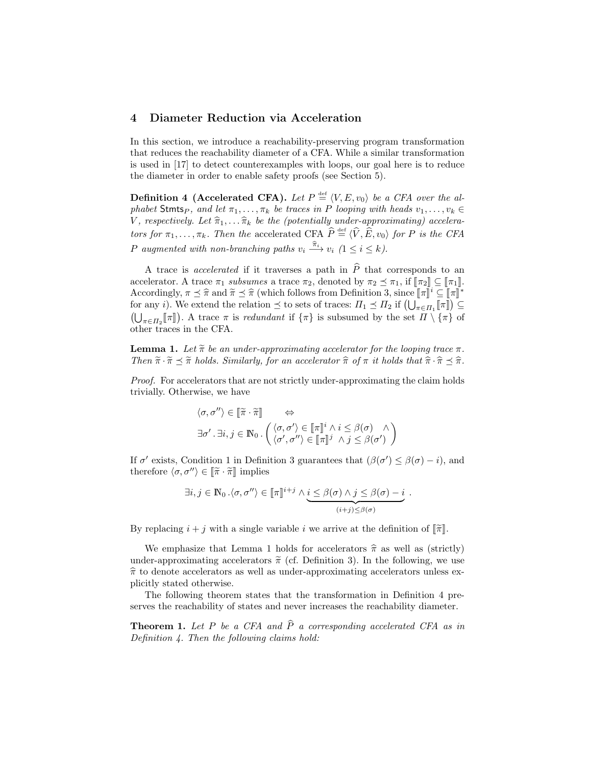## 4 Diameter Reduction via Acceleration

In this section, we introduce a reachability-preserving program transformation that reduces the reachability diameter of a CFA. While a similar transformation is used in [17] to detect counterexamples with loops, our goal here is to reduce the diameter in order to enable safety proofs (see Section 5).

**Definition 4 (Accelerated CFA).** *Let $P \stackrel{\text{def}}{=} \langle V, E, v_0 \rangle$ be a CFA over the alphabet $\mathsf{Stmts}_P$, and let $\pi_1, \ldots, \pi_k$ be traces in $P$ looping with heads $v_1, \ldots, v_k \in V$, respectively. Let $\widehat{\pi}_1, \ldots \widehat{\pi}_k$ be the (potentially under-approximating) accelerators for $\pi_1, \ldots, \pi_k$. Then the* accelerated CFA *$\widehat{P} \stackrel{\text{def}}{=} \langle \widehat{V}, \widehat{E}, v_0 \rangle$ for $P$ is the CFA $P$ augmented with non-branching paths $v_i \xrightarrow{\widehat{\pi}_i} v_i$ $(1 \leq i \leq k)$.*

A trace is *accelerated* if it traverses a path in $\widehat{P}$ that corresponds to an accelerator. A trace $\pi_1$ *subsumes* a trace $\pi_2$, denoted by $\pi_2 \preceq \pi_1$, if $[\![\pi_2]\!] \subseteq [\![\pi_1]\!]$. Accordingly, $\pi \preceq \widehat{\pi}$ and $\widetilde{\pi} \preceq \widehat{\pi}$ (which follows from Definition 3, since $[\![\pi]\!]^i \subseteq [\![\pi]\!]^*$ for any $i$). We extend the relation $\preceq$ to sets of traces: $\Pi_1 \preceq \Pi_2$ if $\left(\bigcup_{\pi \in \Pi_1} [\![\pi]\!]\right) \subseteq \left(\bigcup_{\pi \in \Pi_2} [\![\pi]\!]\right)$. A trace $\pi$ is *redundant* if $\{\pi\}$ is subsumed by the set $\Pi \setminus \{\pi\}$ of other traces in the CFA.

**Lemma 1.** *Let $\widetilde{\pi}$ be an under-approximating accelerator for the looping trace $\pi$. Then $\widetilde{\pi} \cdot \widetilde{\pi} \preceq \widetilde{\pi}$ holds. Similarly, for an accelerator $\widehat{\pi}$ of $\pi$ it holds that $\widehat{\pi} \cdot \widehat{\pi} \preceq \widehat{\pi}$.*

*Proof.* For accelerators that are not strictly under-approximating the claim holds trivially. Otherwise, we have

$$
\begin{array}{l}
\langle \sigma, \sigma'' \rangle \in [\![\widetilde{\pi} \cdot \widetilde{\pi}]\!] \qquad \Leftrightarrow \\
\exists \sigma' \,.\, \exists i, j \in \mathbb{N}_0 \,.\, \begin{pmatrix} \langle \sigma, \sigma' \rangle \in [\![\pi]\!]^i \wedge i \leq \beta(\sigma) & \wedge \\ \langle \sigma', \sigma'' \rangle \in [\![\pi]\!]^j \ \wedge j \leq \beta(\sigma') & \end{pmatrix}
\end{array}
$$

If $\sigma'$ exists, Condition 1 in Definition 3 guarantees that $(\beta(\sigma') \leq \beta(\sigma) - i)$, and therefore $\langle \sigma, \sigma'' \rangle \in [\![\widetilde{\pi} \cdot \widetilde{\pi}]\!]$ implies

$$
\exists i, j \in \mathbb{N}_0 \,.\langle \sigma, \sigma'' \rangle \in [\![\pi]\!]^{i+j} \wedge \underbrace{i \leq \beta(\sigma) \wedge j \leq \beta(\sigma) - i}_{(i+j) \leq \beta(\sigma)} \,.
$$

By replacing $i + j$ with a single variable $i$ we arrive at the definition of $[\![\widetilde{\pi}]\!]$.

We emphasize that Lemma 1 holds for accelerators $\widehat{\pi}$ as well as (strictly) under-approximating accelerators $\widetilde{\pi}$ (cf. Definition 3). In the following, we use $\widehat{\pi}$ to denote accelerators as well as under-approximating accelerators unless explicitly stated otherwise.

The following theorem states that the transformation in Definition 4 preserves the reachability of states and never increases the reachability diameter.

**Theorem 1.** *Let $P$ be a CFA and $\widehat{P}$ a corresponding accelerated CFA as in Definition 4. Then the following claims hold:*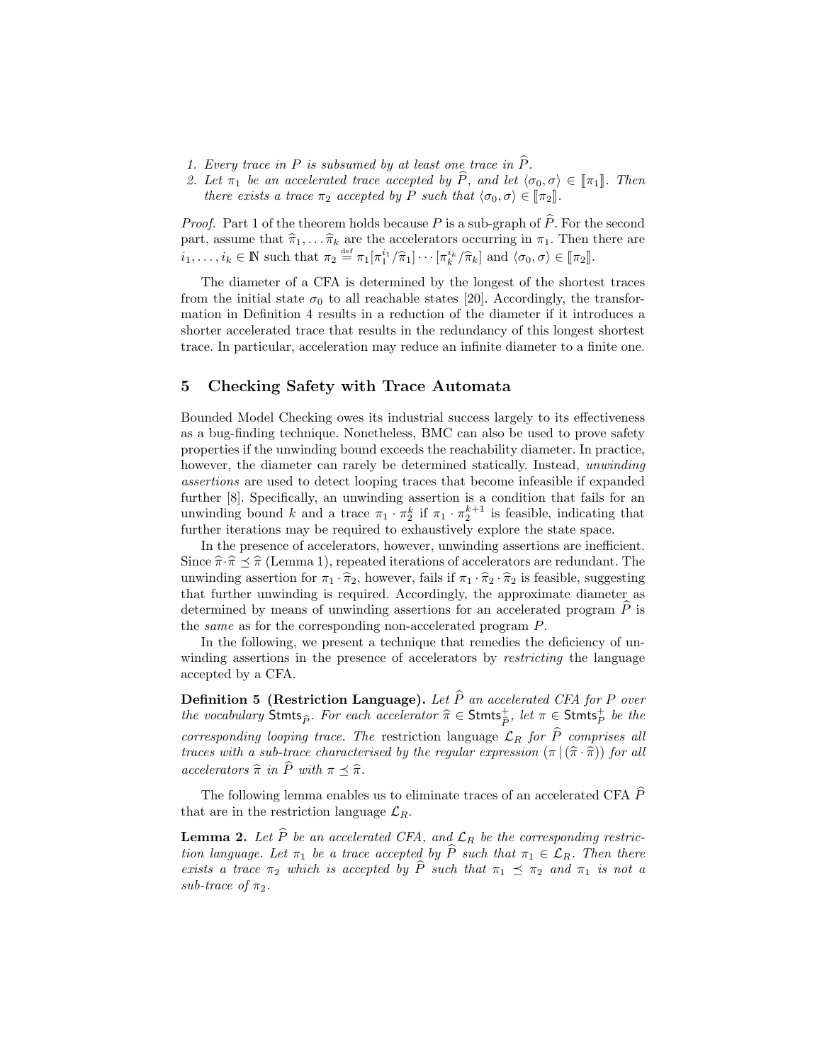1. *Every trace in $P$ is subsumed by at least one trace in $\widehat{P}$.*
2. *Let $\pi_1$ be an accelerated trace accepted by $\widehat{P}$, and let $\langle \sigma_0, \sigma \rangle \in [\![\pi_1]\!]$. Then there exists a trace $\pi_2$ accepted by $P$ such that $\langle \sigma_0, \sigma \rangle \in [\![\pi_2]\!]$.*

*Proof.* Part 1 of the theorem holds because $P$ is a sub-graph of $\widehat{P}$. For the second part, assume that $\widehat{\pi}_1, \ldots \widehat{\pi}_k$ are the accelerators occurring in $\pi_1$. Then there are $i_1, \ldots, i_k \in \mathbb{N}$ such that $\pi_2 \stackrel{\text{def}}{=} \pi_1[\pi_1^{i_1}/\widehat{\pi}_1] \cdots [\pi_k^{i_k}/\widehat{\pi}_k]$ and $\langle \sigma_0, \sigma \rangle \in [\![\pi_2]\!]$.

The diameter of a CFA is determined by the longest of the shortest traces from the initial state $\sigma_0$ to all reachable states [20]. Accordingly, the transformation in Definition 4 results in a reduction of the diameter if it introduces a shorter accelerated trace that results in the redundancy of this longest shortest trace. In particular, acceleration may reduce an infinite diameter to a finite one.

## 5 Checking Safety with Trace Automata

Bounded Model Checking owes its industrial success largely to its effectiveness as a bug-finding technique. Nonetheless, BMC can also be used to prove safety properties if the unwinding bound exceeds the reachability diameter. In practice, however, the diameter can rarely be determined statically. Instead, *unwinding assertions* are used to detect looping traces that become infeasible if expanded further [8]. Specifically, an unwinding assertion is a condition that fails for an unwinding bound $k$ and a trace $\pi_1 \cdot \pi_2^k$ if $\pi_1 \cdot \pi_2^{k+1}$ is feasible, indicating that further iterations may be required to exhaustively explore the state space.

In the presence of accelerators, however, unwinding assertions are inefficient. Since $\widehat{\pi} \cdot \widehat{\pi} \preceq \widehat{\pi}$ (Lemma 1), repeated iterations of accelerators are redundant. The unwinding assertion for $\pi_1 \cdot \widehat{\pi}_2$, however, fails if $\pi_1 \cdot \widehat{\pi}_2 \cdot \widehat{\pi}_2$ is feasible, suggesting that further unwinding is required. Accordingly, the approximate diameter as determined by means of unwinding assertions for an accelerated program $\widehat{P}$ is the *same* as for the corresponding non-accelerated program $P$.

In the following, we present a technique that remedies the deficiency of unwinding assertions in the presence of accelerators by *restricting* the language accepted by a CFA.

**Definition 5 (Restriction Language).** *Let $\widehat{P}$ an accelerated CFA for $P$ over the vocabulary $\mathsf{Stmts}_{\widehat{P}}$. For each accelerator $\widehat{\pi} \in \mathsf{Stmts}_{\widehat{P}}^{+}$, let $\pi \in \mathsf{Stmts}_{P}^{+}$ be the corresponding looping trace. The* restriction language *$\mathcal{L}_R$ for $\widehat{P}$ comprises all traces with a sub-trace characterised by the regular expression $(\pi \,|\, (\widehat{\pi} \cdot \widehat{\pi}))$ for all accelerators $\widehat{\pi}$ in $\widehat{P}$ with $\pi \preceq \widehat{\pi}$.*

The following lemma enables us to eliminate traces of an accelerated CFA $\widehat{P}$ that are in the restriction language $\mathcal{L}_R$.

**Lemma 2.** *Let $\widehat{P}$ be an accelerated CFA, and $\mathcal{L}_R$ be the corresponding restriction language. Let $\pi_1$ be a trace accepted by $\widehat{P}$ such that $\pi_1 \in \mathcal{L}_R$. Then there exists a trace $\pi_2$ which is accepted by $\widehat{P}$ such that $\pi_1 \preceq \pi_2$ and $\pi_1$ is not a sub-trace of $\pi_2$.*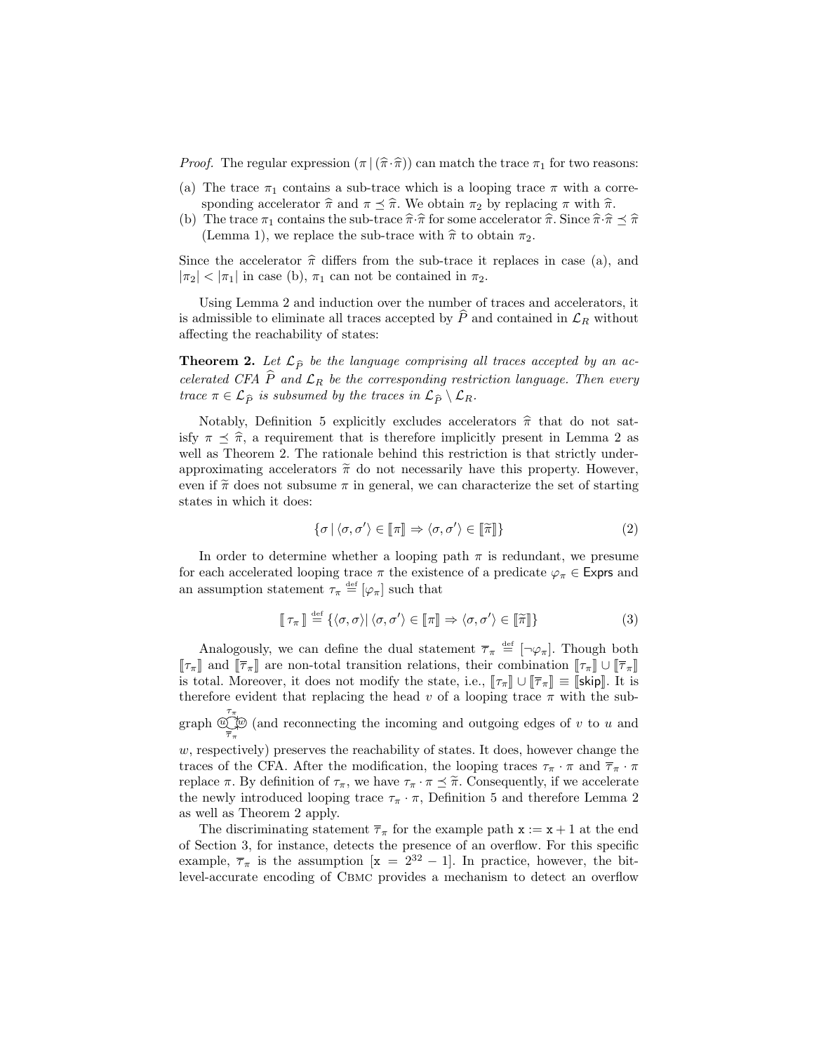*Proof.* The regular expression $(\pi\,|\,(\widehat{\pi}\cdot\widehat{\pi}))$ can match the trace $\pi_1$ for two reasons:

(a) The trace $\pi_1$ contains a sub-trace which is a looping trace $\pi$ with a corresponding accelerator $\widehat{\pi}$ and $\pi \preceq \widehat{\pi}$. We obtain $\pi_2$ by replacing $\pi$ with $\widehat{\pi}$.

(b) The trace $\pi_1$ contains the sub-trace $\widehat{\pi}\cdot\widehat{\pi}$ for some accelerator $\widehat{\pi}$. Since $\widehat{\pi}\cdot\widehat{\pi} \preceq \widehat{\pi}$ (Lemma 1), we replace the sub-trace with $\widehat{\pi}$ to obtain $\pi_2$.

Since the accelerator $\widehat{\pi}$ differs from the sub-trace it replaces in case (a), and $|\pi_2| < |\pi_1|$ in case (b), $\pi_1$ can not be contained in $\pi_2$.

Using Lemma 2 and induction over the number of traces and accelerators, it is admissible to eliminate all traces accepted by $\widehat{P}$ and contained in $\mathcal{L}_R$ without affecting the reachability of states:

**Theorem 2.** *Let $\mathcal{L}_{\widehat{P}}$ be the language comprising all traces accepted by an accelerated CFA $\widehat{P}$ and $\mathcal{L}_R$ be the corresponding restriction language. Then every trace $\pi \in \mathcal{L}_{\widehat{P}}$ is subsumed by the traces in $\mathcal{L}_{\widehat{P}} \setminus \mathcal{L}_R$.*

Notably, Definition 5 explicitly excludes accelerators $\widehat{\pi}$ that do not satisfy $\pi \preceq \widehat{\pi}$, a requirement that is therefore implicitly present in Lemma 2 as well as Theorem 2. The rationale behind this restriction is that strictly underapproximating accelerators $\widetilde{\pi}$ do not necessarily have this property. However, even if $\widetilde{\pi}$ does not subsume $\pi$ in general, we can characterize the set of starting states in which it does:

$$\{\sigma \mid \langle \sigma, \sigma' \rangle \in [\![\pi]\!] \Rightarrow \langle \sigma, \sigma' \rangle \in [\![\widetilde{\pi}]\!]\} \tag{2}$$

In order to determine whether a looping path $\pi$ is redundant, we presume for each accelerated looping trace $\pi$ the existence of a predicate $\varphi_\pi \in \mathsf{Exprs}$ and an assumption statement $\tau_\pi \stackrel{\text{def}}{=} [\varphi_\pi]$ such that

$$[\![\,\tau_\pi\,]\!] \stackrel{\text{def}}{=} \{\langle \sigma, \sigma \rangle \mid \langle \sigma, \sigma' \rangle \in [\![\pi]\!] \Rightarrow \langle \sigma, \sigma' \rangle \in [\![\widetilde{\pi}]\!]\} \tag{3}$$

Analogously, we can define the dual statement $\overline{\tau}_\pi \stackrel{\text{def}}{=} [\neg\varphi_\pi]$. Though both $[\![\tau_\pi]\!]$ and $[\![\overline{\tau}_\pi]\!]$ are non-total transition relations, their combination $[\![\tau_\pi]\!] \cup [\![\overline{\tau}_\pi]\!]$ is total. Moreover, it does not modify the state, i.e., $[\![\tau_\pi]\!] \cup [\![\overline{\tau}_\pi]\!] \equiv [\![\mathsf{skip}]\!]$. It is therefore evident that replacing the head $v$ of a looping trace $\pi$ with the subgraph $u \overset{\tau_\pi}{\underset{\overline{\tau}_\pi}{\rightrightarrows}} w$ (and reconnecting the incoming and outgoing edges of $v$ to $u$ and $w$, respectively) preserves the reachability of states. It does, however change the traces of the CFA. After the modification, the looping traces $\tau_\pi \cdot \pi$ and $\overline{\tau}_\pi \cdot \pi$ replace $\pi$. By definition of $\tau_\pi$, we have $\tau_\pi \cdot \pi \preceq \widetilde{\pi}$. Consequently, if we accelerate the newly introduced looping trace $\tau_\pi \cdot \pi$, Definition 5 and therefore Lemma 2 as well as Theorem 2 apply.

The discriminating statement $\overline{\tau}_\pi$ for the example path $\mathtt{x} := \mathtt{x} + 1$ at the end of Section 3, for instance, detects the presence of an overflow. For this specific example, $\overline{\tau}_\pi$ is the assumption $[\mathtt{x} = 2^{32} - 1]$. In practice, however, the bit-level-accurate encoding of CBMC provides a mechanism to detect an overflow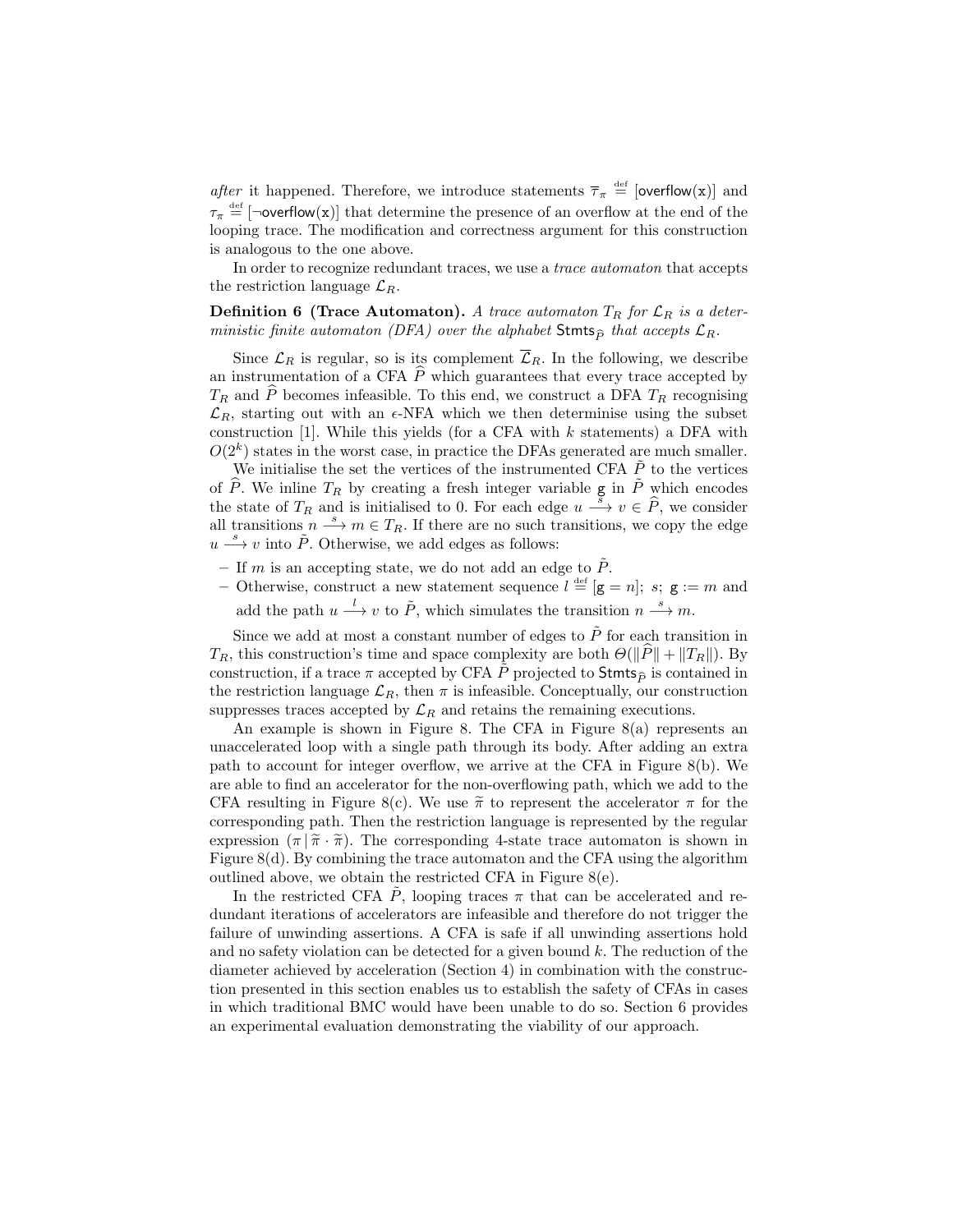*after* it happened. Therefore, we introduce statements $\overline{\tau}_\pi \stackrel{\text{def}}{=} [\mathsf{overflow}(\mathtt{x})]$ and $\tau_\pi \stackrel{\text{def}}{=} [\neg\mathsf{overflow}(\mathtt{x})]$ that determine the presence of an overflow at the end of the looping trace. The modification and correctness argument for this construction is analogous to the one above.

In order to recognize redundant traces, we use a *trace automaton* that accepts the restriction language $\mathcal{L}_R$.

**Definition 6 (Trace Automaton).** *A trace automaton $T_R$ for $\mathcal{L}_R$ is a deterministic finite automaton (DFA) over the alphabet $\mathsf{Stmts}_{\widehat{P}}$ that accepts $\mathcal{L}_R$.*

Since $\mathcal{L}_R$ is regular, so is its complement $\overline{\mathcal{L}}_R$. In the following, we describe an instrumentation of a CFA $\widehat{P}$ which guarantees that every trace accepted by $T_R$ and $\widehat{P}$ becomes infeasible. To this end, we construct a DFA $T_R$ recognising $\mathcal{L}_R$, starting out with an $\epsilon$-NFA which we then determinise using the subset construction [1]. While this yields (for a CFA with $k$ statements) a DFA with $O(2^k)$ states in the worst case, in practice the DFAs generated are much smaller.

We initialise the set the vertices of the instrumented CFA $\tilde{P}$ to the vertices of $\widehat{P}$. We inline $T_R$ by creating a fresh integer variable $\mathtt{g}$ in $\tilde{P}$ which encodes the state of $T_R$ and is initialised to 0. For each edge $u \xrightarrow{s} v \in \widehat{P}$, we consider all transitions $n \xrightarrow{s} m \in T_R$. If there are no such transitions, we copy the edge $u \xrightarrow{s} v$ into $\tilde{P}$. Otherwise, we add edges as follows:

- If $m$ is an accepting state, we do not add an edge to $\tilde{P}$.
- Otherwise, construct a new statement sequence $l \stackrel{\text{def}}{=} [\mathtt{g} = n];\ s;\ \mathtt{g} := m$ and add the path $u \xrightarrow{l} v$ to $\tilde{P}$, which simulates the transition $n \xrightarrow{s} m$.

Since we add at most a constant number of edges to $\tilde{P}$ for each transition in $T_R$, this construction's time and space complexity are both $\Theta(\|\widehat{P}\| + \|T_R\|)$. By construction, if a trace $\pi$ accepted by CFA $\tilde{P}$ projected to $\mathsf{Stmts}_{\widehat{P}}$ is contained in the restriction language $\mathcal{L}_R$, then $\pi$ is infeasible. Conceptually, our construction suppresses traces accepted by $\mathcal{L}_R$ and retains the remaining executions.

An example is shown in Figure 8. The CFA in Figure 8(a) represents an unaccelerated loop with a single path through its body. After adding an extra path to account for integer overflow, we arrive at the CFA in Figure 8(b). We are able to find an accelerator for the non-overflowing path, which we add to the CFA resulting in Figure 8(c). We use $\widetilde{\pi}$ to represent the accelerator $\pi$ for the corresponding path. Then the restriction language is represented by the regular expression $(\pi \,|\, \widetilde{\pi} \cdot \widetilde{\pi})$. The corresponding 4-state trace automaton is shown in Figure 8(d). By combining the trace automaton and the CFA using the algorithm outlined above, we obtain the restricted CFA in Figure 8(e).

In the restricted CFA $\tilde{P}$, looping traces $\pi$ that can be accelerated and redundant iterations of accelerators are infeasible and therefore do not trigger the failure of unwinding assertions. A CFA is safe if all unwinding assertions hold and no safety violation can be detected for a given bound $k$. The reduction of the diameter achieved by acceleration (Section 4) in combination with the construction presented in this section enables us to establish the safety of CFAs in cases in which traditional BMC would have been unable to do so. Section 6 provides an experimental evaluation demonstrating the viability of our approach.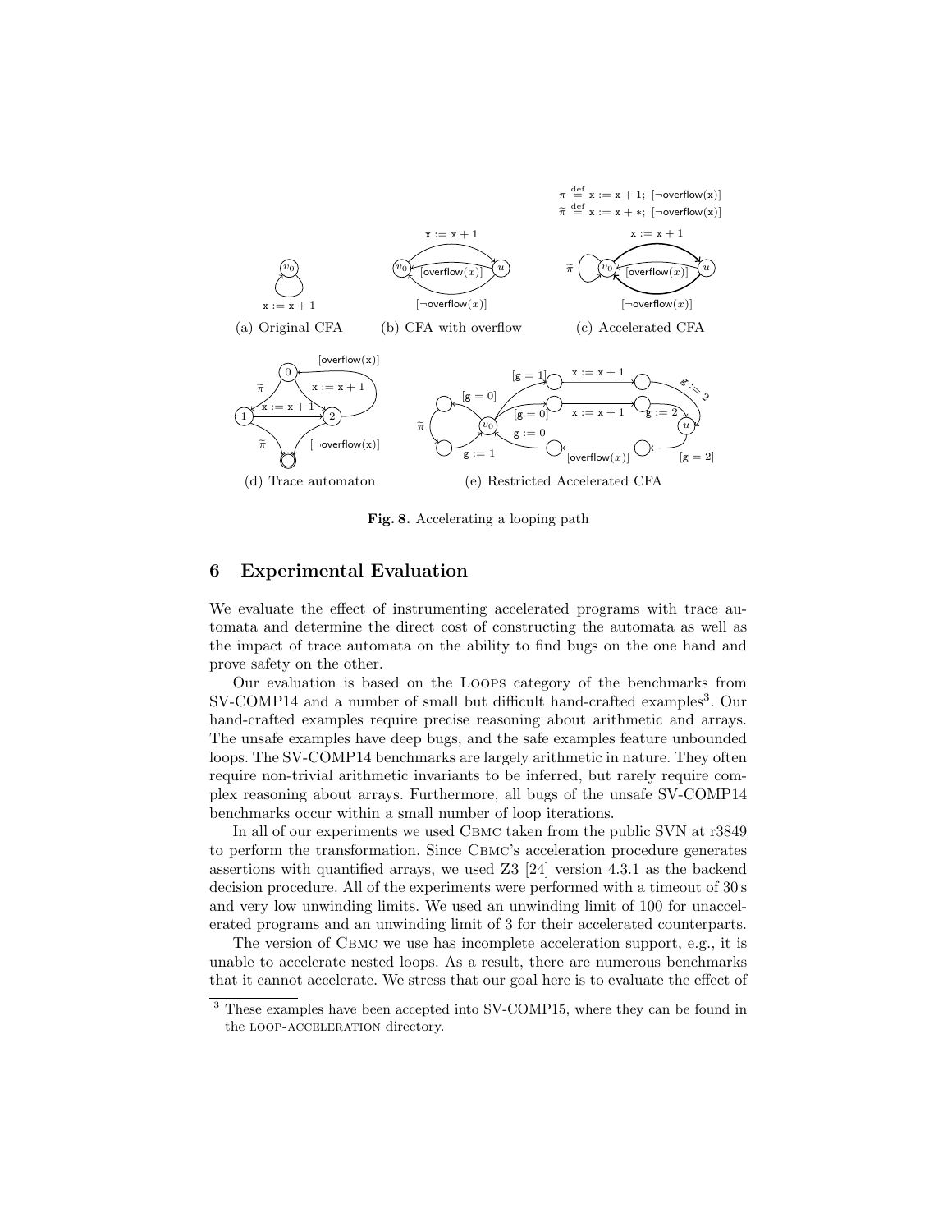$\pi \stackrel{\text{def}}{=} \mathtt{x := x + 1;\ [\neg overflow(x)]}$

$\widetilde{\pi} \stackrel{\text{def}}{=} \mathtt{x := x + *;\ [\neg overflow(x)]}$

(a) Original CFA (b) CFA with overflow (c) Accelerated CFA

(d) Trace automaton (e) Restricted Accelerated CFA

**Fig. 8.** Accelerating a looping path

## 6 Experimental Evaluation

We evaluate the effect of instrumenting accelerated programs with trace automata and determine the direct cost of constructing the automata as well as the impact of trace automata on the ability to find bugs on the one hand and prove safety on the other.

Our evaluation is based on the LOOPS category of the benchmarks from SV-COMP14 and a number of small but difficult hand-crafted examples[3]. Our hand-crafted examples require precise reasoning about arithmetic and arrays. The unsafe examples have deep bugs, and the safe examples feature unbounded loops. The SV-COMP14 benchmarks are largely arithmetic in nature. They often require non-trivial arithmetic invariants to be inferred, but rarely require complex reasoning about arrays. Furthermore, all bugs of the unsafe SV-COMP14 benchmarks occur within a small number of loop iterations.

In all of our experiments we used CBMC taken from the public SVN at r3849 to perform the transformation. Since CBMC's acceleration procedure generates assertions with quantified arrays, we used Z3 [24] version 4.3.1 as the backend decision procedure. All of the experiments were performed with a timeout of 30 s and very low unwinding limits. We used an unwinding limit of 100 for unaccelerated programs and an unwinding limit of 3 for their accelerated counterparts.

The version of CBMC we use has incomplete acceleration support, e.g., it is unable to accelerate nested loops. As a result, there are numerous benchmarks that it cannot accelerate. We stress that our goal here is to evaluate the effect of

[3] These examples have been accepted into SV-COMP15, where they can be found in the LOOP-ACCELERATION directory.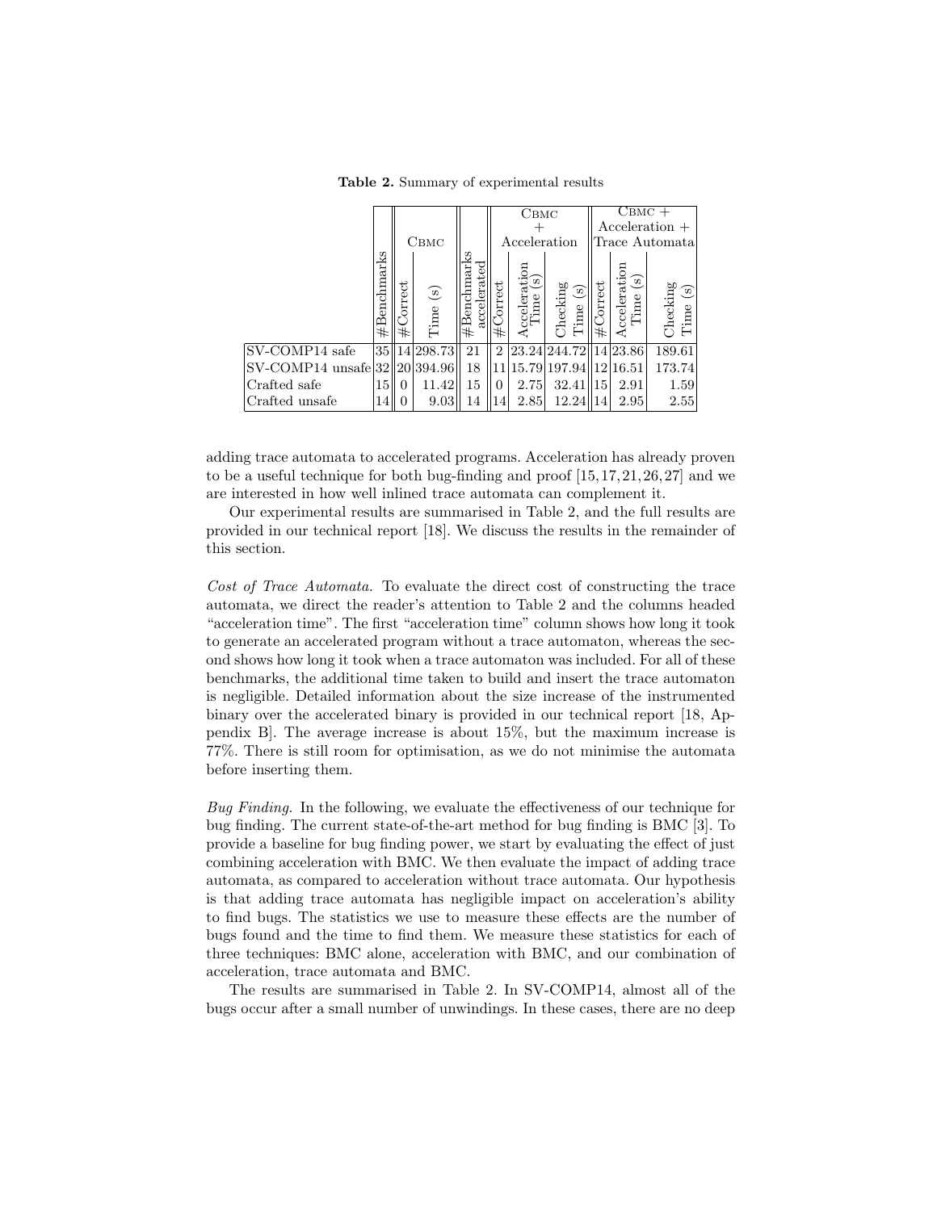**Table 2.** Summary of experimental results

| | #Benchmarks | CBMC | | #Benchmarks accelerated | CBMC + Acceleration | | | CBMC + Acceleration + Trace Automata | | |
|---|---|---|---|---|---|---|---|---|---|---|
| | | #Correct | Time (s) | | #Correct | Acceleration Time (s) | Checking Time (s) | #Correct | Acceleration Time (s) | Checking Time (s) |
| SV-COMP14 safe | 35 | 14 | 298.73 | 21 | 2 | 23.24 | 244.72 | 14 | 23.86 | 189.61 |
| SV-COMP14 unsafe | 32 | 20 | 394.96 | 18 | 11 | 15.79 | 197.94 | 12 | 16.51 | 173.74 |
| Crafted safe | 15 | 0 | 11.42 | 15 | 0 | 2.75 | 32.41 | 15 | 2.91 | 1.59 |
| Crafted unsafe | 14 | 0 | 9.03 | 14 | 14 | 2.85 | 12.24 | 14 | 2.95 | 2.55 |

adding trace automata to accelerated programs. Acceleration has already proven to be a useful technique for both bug-finding and proof [15,17,21,26,27] and we are interested in how well inlined trace automata can complement it.

Our experimental results are summarised in Table 2, and the full results are provided in our technical report [18]. We discuss the results in the remainder of this section.

*Cost of Trace Automata.* To evaluate the direct cost of constructing the trace automata, we direct the reader's attention to Table 2 and the columns headed "acceleration time". The first "acceleration time" column shows how long it took to generate an accelerated program without a trace automaton, whereas the second shows how long it took when a trace automaton was included. For all of these benchmarks, the additional time taken to build and insert the trace automaton is negligible. Detailed information about the size increase of the instrumented binary over the accelerated binary is provided in our technical report [18, Appendix B]. The average increase is about 15%, but the maximum increase is 77%. There is still room for optimisation, as we do not minimise the automata before inserting them.

*Bug Finding.* In the following, we evaluate the effectiveness of our technique for bug finding. The current state-of-the-art method for bug finding is BMC [3]. To provide a baseline for bug finding power, we start by evaluating the effect of just combining acceleration with BMC. We then evaluate the impact of adding trace automata, as compared to acceleration without trace automata. Our hypothesis is that adding trace automata has negligible impact on acceleration's ability to find bugs. The statistics we use to measure these effects are the number of bugs found and the time to find them. We measure these statistics for each of three techniques: BMC alone, acceleration with BMC, and our combination of acceleration, trace automata and BMC.

The results are summarised in Table 2. In SV-COMP14, almost all of the bugs occur after a small number of unwindings. In these cases, there are no deep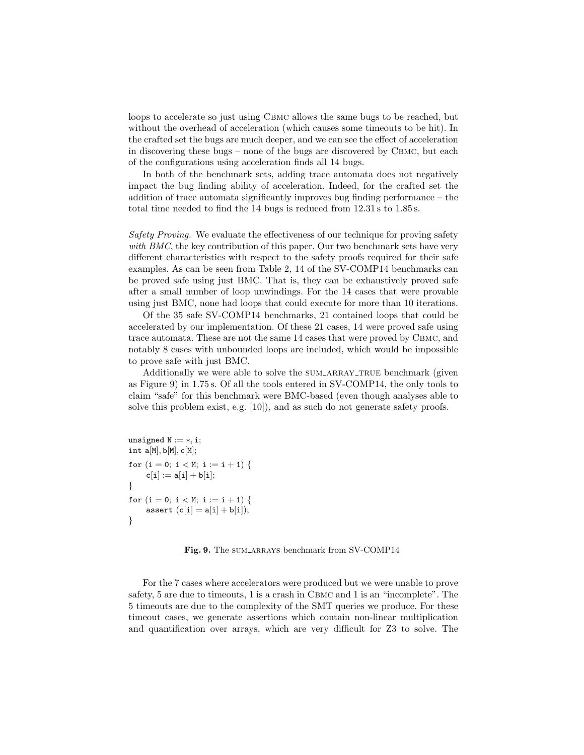loops to accelerate so just using CBMC allows the same bugs to be reached, but without the overhead of acceleration (which causes some timeouts to be hit). In the crafted set the bugs are much deeper, and we can see the effect of acceleration in discovering these bugs – none of the bugs are discovered by CBMC, but each of the configurations using acceleration finds all 14 bugs.

In both of the benchmark sets, adding trace automata does not negatively impact the bug finding ability of acceleration. Indeed, for the crafted set the addition of trace automata significantly improves bug finding performance – the total time needed to find the 14 bugs is reduced from 12.31 s to 1.85 s.

*Safety Proving.* We evaluate the effectiveness of our technique for proving safety *with BMC*, the key contribution of this paper. Our two benchmark sets have very different characteristics with respect to the safety proofs required for their safe examples. As can be seen from Table 2, 14 of the SV-COMP14 benchmarks can be proved safe using just BMC. That is, they can be exhaustively proved safe after a small number of loop unwindings. For the 14 cases that were provable using just BMC, none had loops that could execute for more than 10 iterations.

Of the 35 safe SV-COMP14 benchmarks, 21 contained loops that could be accelerated by our implementation. Of these 21 cases, 14 were proved safe using trace automata. These are not the same 14 cases that were proved by CBMC, and notably 8 cases with unbounded loops are included, which would be impossible to prove safe with just BMC.

Additionally we were able to solve the SUM_ARRAY_TRUE benchmark (given as Figure 9) in 1.75 s. Of all the tools entered in SV-COMP14, the only tools to claim "safe" for this benchmark were BMC-based (even though analyses able to solve this problem exist, e.g. [10]), and as such do not generate safety proofs.

```
unsigned N := *, i;
int a[M], b[M], c[M];
for (i = 0; i < M; i := i + 1) {
    c[i] := a[i] + b[i];
}
for (i = 0; i < M; i := i + 1) {
    assert (c[i] = a[i] + b[i]);
}
```

**Fig. 9.** The SUM_ARRAYS benchmark from SV-COMP14

For the 7 cases where accelerators were produced but we were unable to prove safety, 5 are due to timeouts, 1 is a crash in CBMC and 1 is an "incomplete". The 5 timeouts are due to the complexity of the SMT queries we produce. For these timeout cases, we generate assertions which contain non-linear multiplication and quantification over arrays, which are very difficult for Z3 to solve. The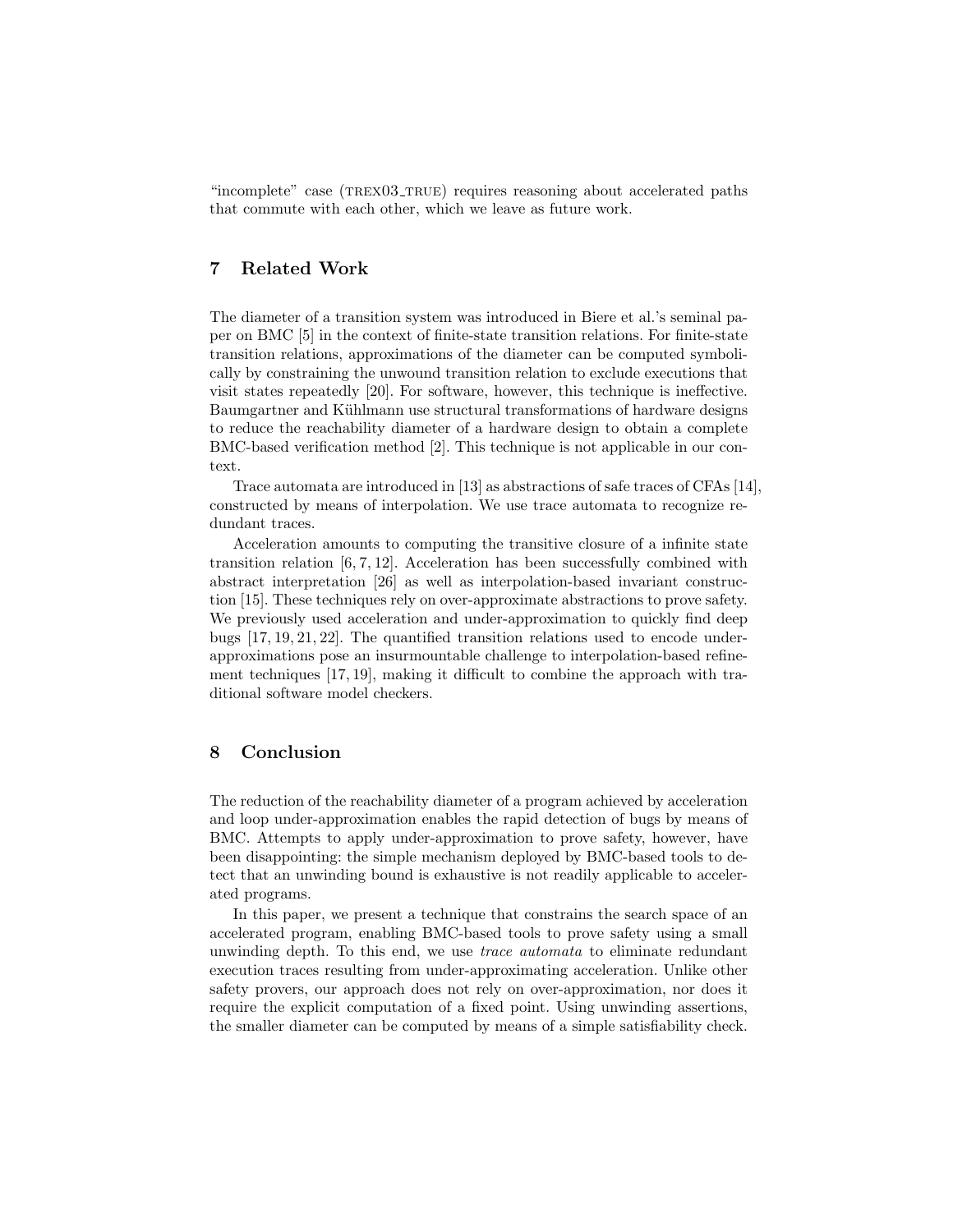"incomplete" case (TREX03_TRUE) requires reasoning about accelerated paths that commute with each other, which we leave as future work.

## 7 Related Work

The diameter of a transition system was introduced in Biere et al.'s seminal paper on BMC [5] in the context of finite-state transition relations. For finite-state transition relations, approximations of the diameter can be computed symbolically by constraining the unwound transition relation to exclude executions that visit states repeatedly [20]. For software, however, this technique is ineffective. Baumgartner and Kühlmann use structural transformations of hardware designs to reduce the reachability diameter of a hardware design to obtain a complete BMC-based verification method [2]. This technique is not applicable in our context.

Trace automata are introduced in [13] as abstractions of safe traces of CFAs [14], constructed by means of interpolation. We use trace automata to recognize redundant traces.

Acceleration amounts to computing the transitive closure of a infinite state transition relation [6, 7, 12]. Acceleration has been successfully combined with abstract interpretation [26] as well as interpolation-based invariant construction [15]. These techniques rely on over-approximate abstractions to prove safety. We previously used acceleration and under-approximation to quickly find deep bugs [17, 19, 21, 22]. The quantified transition relations used to encode under-approximations pose an insurmountable challenge to interpolation-based refinement techniques [17, 19], making it difficult to combine the approach with traditional software model checkers.

## 8 Conclusion

The reduction of the reachability diameter of a program achieved by acceleration and loop under-approximation enables the rapid detection of bugs by means of BMC. Attempts to apply under-approximation to prove safety, however, have been disappointing: the simple mechanism deployed by BMC-based tools to detect that an unwinding bound is exhaustive is not readily applicable to accelerated programs.

In this paper, we present a technique that constrains the search space of an accelerated program, enabling BMC-based tools to prove safety using a small unwinding depth. To this end, we use *trace automata* to eliminate redundant execution traces resulting from under-approximating acceleration. Unlike other safety provers, our approach does not rely on over-approximation, nor does it require the explicit computation of a fixed point. Using unwinding assertions, the smaller diameter can be computed by means of a simple satisfiability check.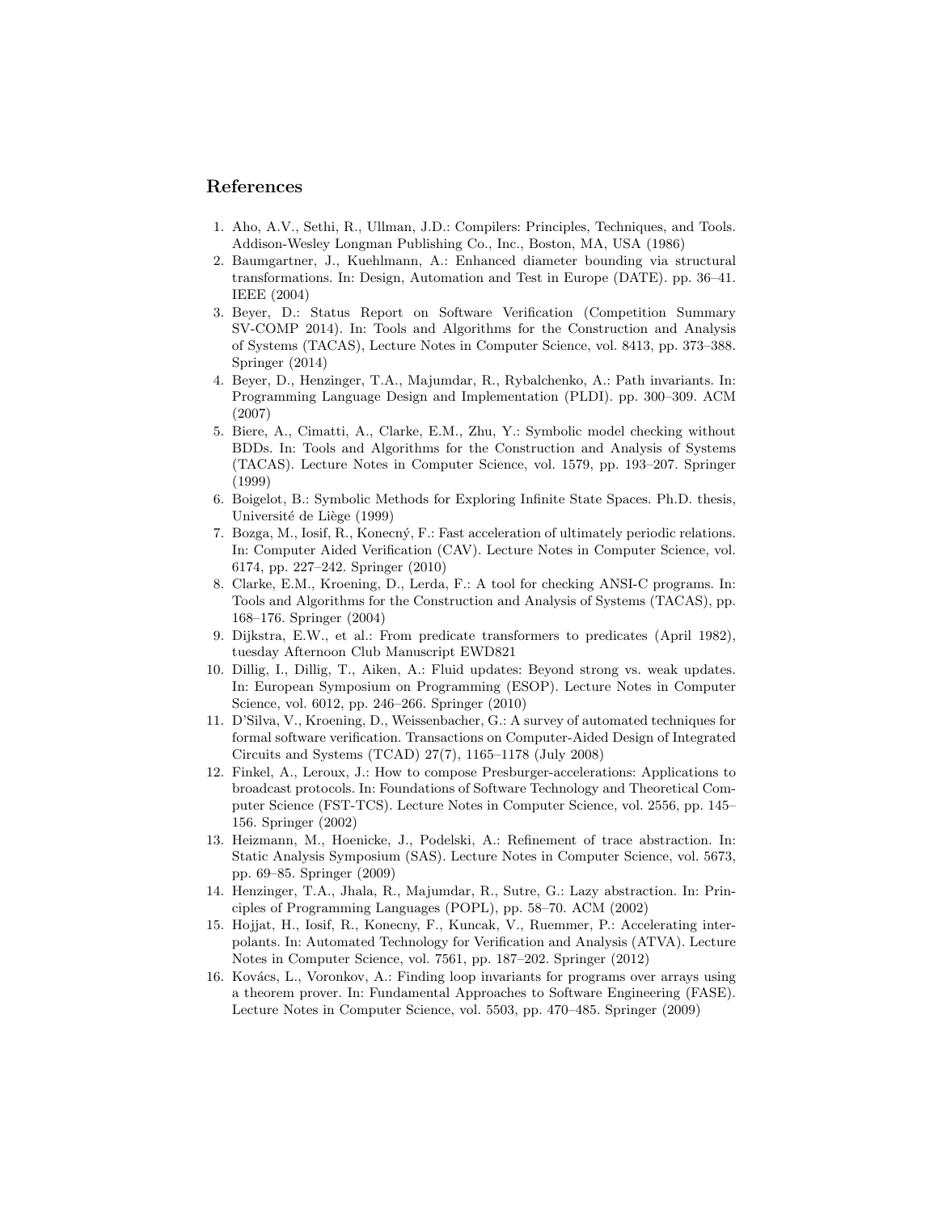## References

1. Aho, A.V., Sethi, R., Ullman, J.D.: Compilers: Principles, Techniques, and Tools. Addison-Wesley Longman Publishing Co., Inc., Boston, MA, USA (1986)
2. Baumgartner, J., Kuehlmann, A.: Enhanced diameter bounding via structural transformations. In: Design, Automation and Test in Europe (DATE). pp. 36–41. IEEE (2004)
3. Beyer, D.: Status Report on Software Verification (Competition Summary SV-COMP 2014). In: Tools and Algorithms for the Construction and Analysis of Systems (TACAS), Lecture Notes in Computer Science, vol. 8413, pp. 373–388. Springer (2014)
4. Beyer, D., Henzinger, T.A., Majumdar, R., Rybalchenko, A.: Path invariants. In: Programming Language Design and Implementation (PLDI). pp. 300–309. ACM (2007)
5. Biere, A., Cimatti, A., Clarke, E.M., Zhu, Y.: Symbolic model checking without BDDs. In: Tools and Algorithms for the Construction and Analysis of Systems (TACAS). Lecture Notes in Computer Science, vol. 1579, pp. 193–207. Springer (1999)
6. Boigelot, B.: Symbolic Methods for Exploring Infinite State Spaces. Ph.D. thesis, Université de Liège (1999)
7. Bozga, M., Iosif, R., Konecný, F.: Fast acceleration of ultimately periodic relations. In: Computer Aided Verification (CAV). Lecture Notes in Computer Science, vol. 6174, pp. 227–242. Springer (2010)
8. Clarke, E.M., Kroening, D., Lerda, F.: A tool for checking ANSI-C programs. In: Tools and Algorithms for the Construction and Analysis of Systems (TACAS), pp. 168–176. Springer (2004)
9. Dijkstra, E.W., et al.: From predicate transformers to predicates (April 1982), tuesday Afternoon Club Manuscript EWD821
10. Dillig, I., Dillig, T., Aiken, A.: Fluid updates: Beyond strong vs. weak updates. In: European Symposium on Programming (ESOP). Lecture Notes in Computer Science, vol. 6012, pp. 246–266. Springer (2010)
11. D'Silva, V., Kroening, D., Weissenbacher, G.: A survey of automated techniques for formal software verification. Transactions on Computer-Aided Design of Integrated Circuits and Systems (TCAD) 27(7), 1165–1178 (July 2008)
12. Finkel, A., Leroux, J.: How to compose Presburger-accelerations: Applications to broadcast protocols. In: Foundations of Software Technology and Theoretical Computer Science (FST-TCS). Lecture Notes in Computer Science, vol. 2556, pp. 145–156. Springer (2002)
13. Heizmann, M., Hoenicke, J., Podelski, A.: Refinement of trace abstraction. In: Static Analysis Symposium (SAS). Lecture Notes in Computer Science, vol. 5673, pp. 69–85. Springer (2009)
14. Henzinger, T.A., Jhala, R., Majumdar, R., Sutre, G.: Lazy abstraction. In: Principles of Programming Languages (POPL), pp. 58–70. ACM (2002)
15. Hojjat, H., Iosif, R., Konecny, F., Kuncak, V., Ruemmer, P.: Accelerating interpolants. In: Automated Technology for Verification and Analysis (ATVA). Lecture Notes in Computer Science, vol. 7561, pp. 187–202. Springer (2012)
16. Kovács, L., Voronkov, A.: Finding loop invariants for programs over arrays using a theorem prover. In: Fundamental Approaches to Software Engineering (FASE). Lecture Notes in Computer Science, vol. 5503, pp. 470–485. Springer (2009)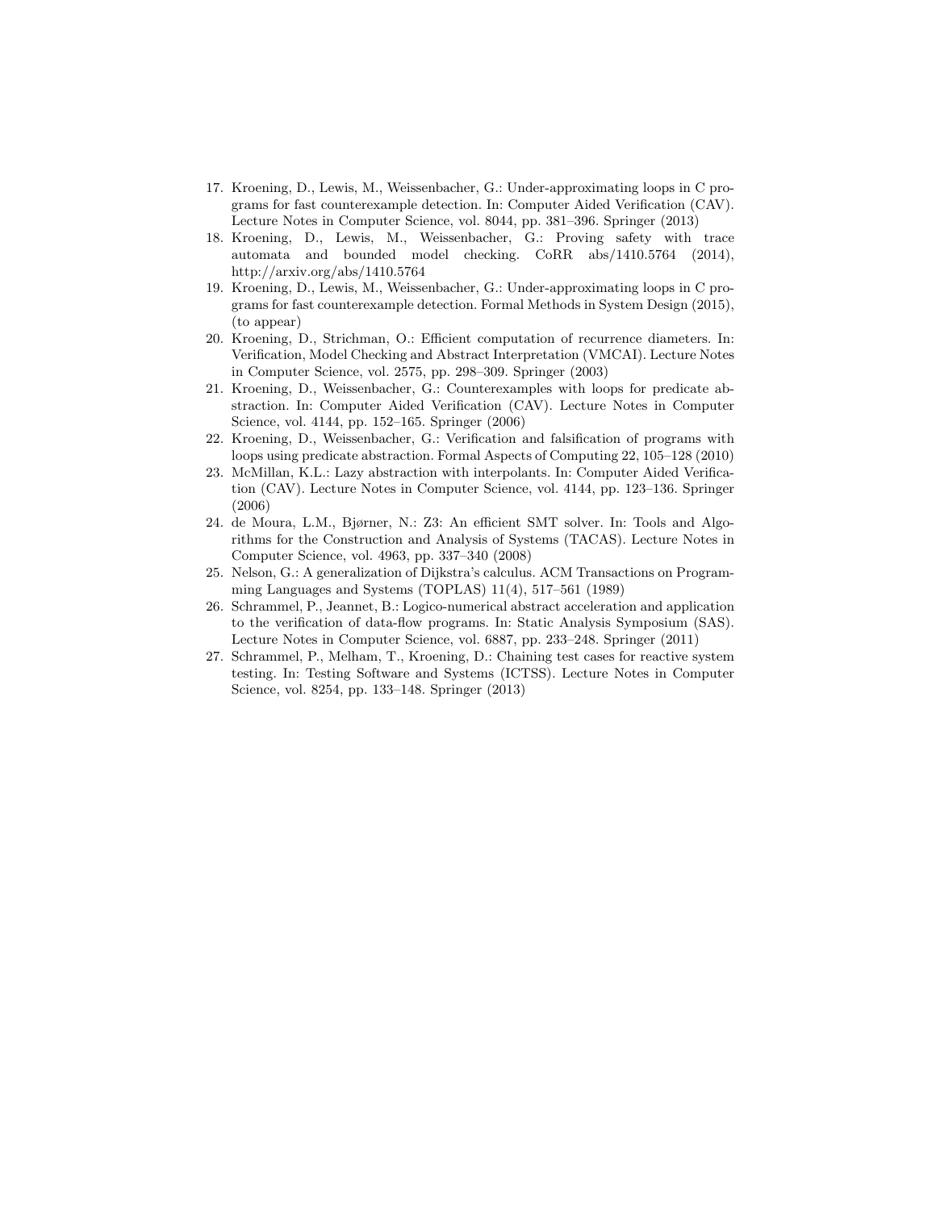17. Kroening, D., Lewis, M., Weissenbacher, G.: Under-approximating loops in C programs for fast counterexample detection. In: Computer Aided Verification (CAV). Lecture Notes in Computer Science, vol. 8044, pp. 381–396. Springer (2013)
18. Kroening, D., Lewis, M., Weissenbacher, G.: Proving safety with trace automata and bounded model checking. CoRR abs/1410.5764 (2014), http://arxiv.org/abs/1410.5764
19. Kroening, D., Lewis, M., Weissenbacher, G.: Under-approximating loops in C programs for fast counterexample detection. Formal Methods in System Design (2015), (to appear)
20. Kroening, D., Strichman, O.: Efficient computation of recurrence diameters. In: Verification, Model Checking and Abstract Interpretation (VMCAI). Lecture Notes in Computer Science, vol. 2575, pp. 298–309. Springer (2003)
21. Kroening, D., Weissenbacher, G.: Counterexamples with loops for predicate abstraction. In: Computer Aided Verification (CAV). Lecture Notes in Computer Science, vol. 4144, pp. 152–165. Springer (2006)
22. Kroening, D., Weissenbacher, G.: Verification and falsification of programs with loops using predicate abstraction. Formal Aspects of Computing 22, 105–128 (2010)
23. McMillan, K.L.: Lazy abstraction with interpolants. In: Computer Aided Verification (CAV). Lecture Notes in Computer Science, vol. 4144, pp. 123–136. Springer (2006)
24. de Moura, L.M., Bjørner, N.: Z3: An efficient SMT solver. In: Tools and Algorithms for the Construction and Analysis of Systems (TACAS). Lecture Notes in Computer Science, vol. 4963, pp. 337–340 (2008)
25. Nelson, G.: A generalization of Dijkstra's calculus. ACM Transactions on Programming Languages and Systems (TOPLAS) 11(4), 517–561 (1989)
26. Schrammel, P., Jeannet, B.: Logico-numerical abstract acceleration and application to the verification of data-flow programs. In: Static Analysis Symposium (SAS). Lecture Notes in Computer Science, vol. 6887, pp. 233–248. Springer (2011)
27. Schrammel, P., Melham, T., Kroening, D.: Chaining test cases for reactive system testing. In: Testing Software and Systems (ICTSS). Lecture Notes in Computer Science, vol. 8254, pp. 133–148. Springer (2013)